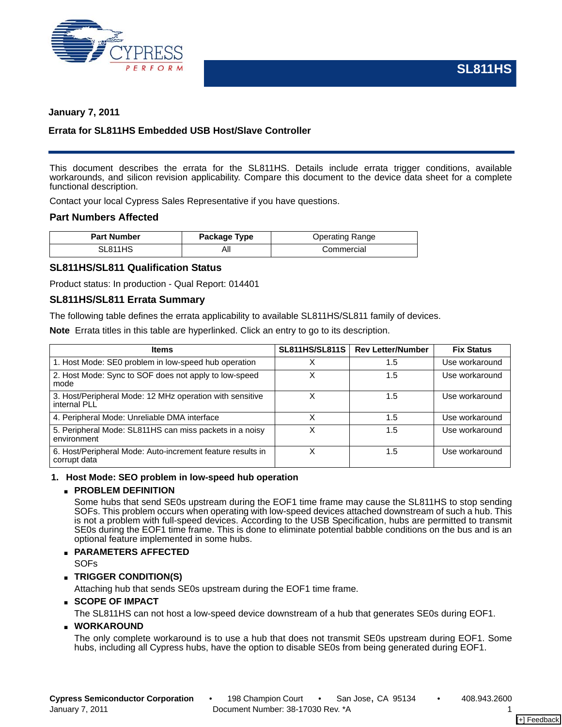**SL811HS**

**January 7, 2011**

**Errata for SL811HS Embedded USB Host/Slave Controller**

This document describes the errata for the SL811HS. Details include errata trigger conditions, available workarounds, and silicon revision applicability. Compare this document to the device data sheet for a complete functional description.

Contact your local Cypress Sales Representative if you have questions.

## Part Numbers Affected

| Part Number | Package Type | Operating Range |
|---|---|---|
| SL811HS | All | Commercial |

## SL811HS/SL811 Qualification Status

Product status: In production - Qual Report: 014401

## SL811HS/SL811 Errata Summary

The following table defines the errata applicability to available SL811HS/SL811 family of devices.

**Note** Errata titles in this table are hyperlinked. Click an entry to go to its description.

| Items | SL811HS/SL811S | Rev Letter/Number | Fix Status |
|---|---|---|---|
| 1. Host Mode: SE0 problem in low-speed hub operation | X | 1.5 | Use workaround |
| 2. Host Mode: Sync to SOF does not apply to low-speed mode | X | 1.5 | Use workaround |
| 3. Host/Peripheral Mode: 12 MHz operation with sensitive internal PLL | X | 1.5 | Use workaround |
| 4. Peripheral Mode: Unreliable DMA interface | X | 1.5 | Use workaround |
| 5. Peripheral Mode: SL811HS can miss packets in a noisy environment | X | 1.5 | Use workaround |
| 6. Host/Peripheral Mode: Auto-increment feature results in corrupt data | X | 1.5 | Use workaround |

### 1. Host Mode: SEO problem in low-speed hub operation

- **PROBLEM DEFINITION**

  Some hubs that send SE0s upstream during the EOF1 time frame may cause the SL811HS to stop sending SOFs. This problem occurs when operating with low-speed devices attached downstream of such a hub. This is not a problem with full-speed devices. According to the USB Specification, hubs are permitted to transmit SE0s during the EOF1 time frame. This is done to eliminate potential babble conditions on the bus and is an optional feature implemented in some hubs.

- **PARAMETERS AFFECTED**

  SOFs

- **TRIGGER CONDITION(S)**

  Attaching hub that sends SE0s upstream during the EOF1 time frame.

- **SCOPE OF IMPACT**

  The SL811HS can not host a low-speed device downstream of a hub that generates SE0s during EOF1.

- **WORKAROUND**

  The only complete workaround is to use a hub that does not transmit SE0s upstream during EOF1. Some hubs, including all Cypress hubs, have the option to disable SE0s from being generated during EOF1.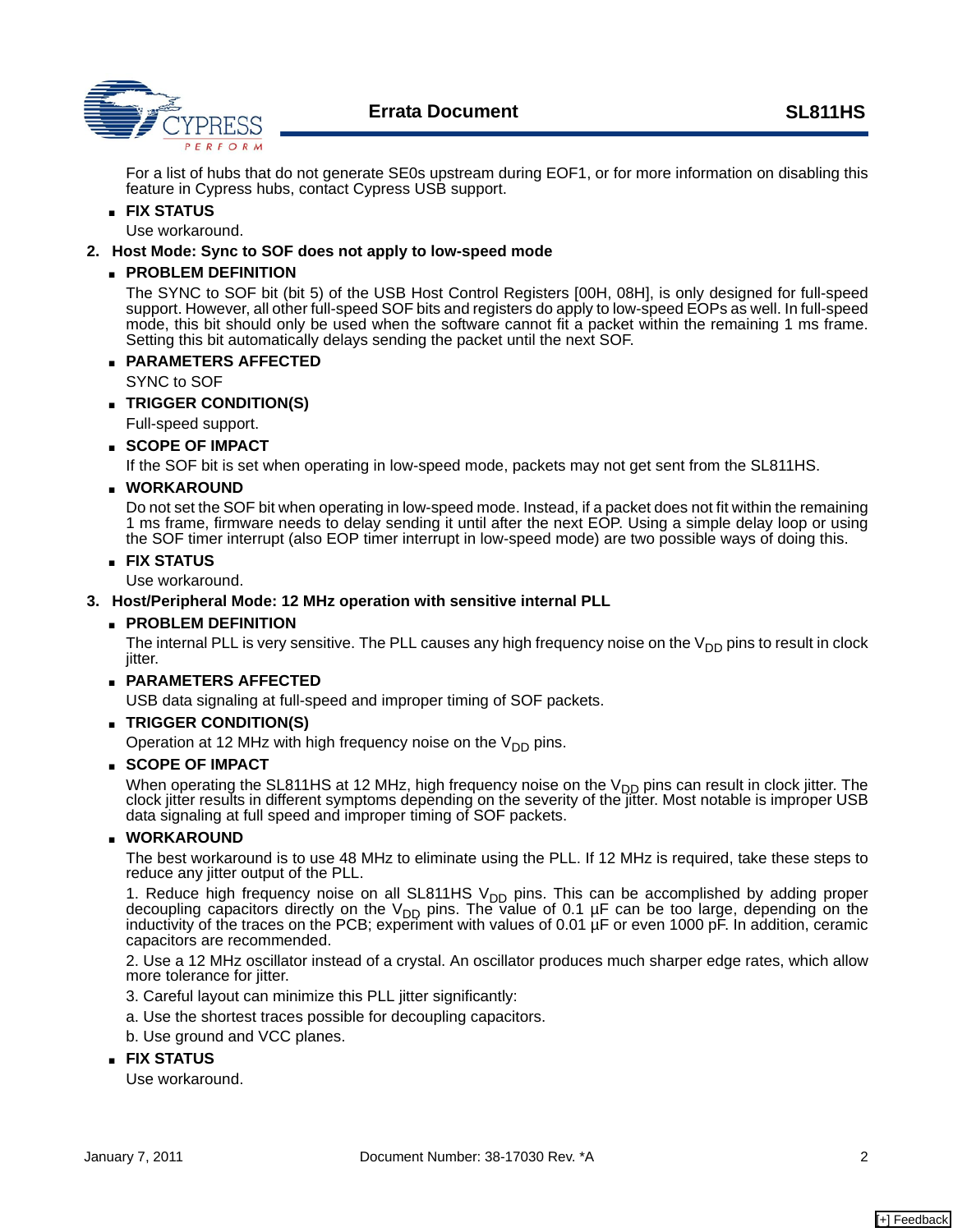For a list of hubs that do not generate SE0s upstream during EOF1, or for more information on disabling this feature in Cypress hubs, contact Cypress USB support.

- **FIX STATUS**

  Use workaround.

## 2. Host Mode: Sync to SOF does not apply to low-speed mode

- **PROBLEM DEFINITION**

  The SYNC to SOF bit (bit 5) of the USB Host Control Registers [00H, 08H], is only designed for full-speed support. However, all other full-speed SOF bits and registers do apply to low-speed EOPs as well. In full-speed mode, this bit should only be used when the software cannot fit a packet within the remaining 1 ms frame. Setting this bit automatically delays sending the packet until the next SOF.

- **PARAMETERS AFFECTED**

  SYNC to SOF

- **TRIGGER CONDITION(S)**

  Full-speed support.

- **SCOPE OF IMPACT**

  If the SOF bit is set when operating in low-speed mode, packets may not get sent from the SL811HS.

- **WORKAROUND**

  Do not set the SOF bit when operating in low-speed mode. Instead, if a packet does not fit within the remaining 1 ms frame, firmware needs to delay sending it until after the next EOP. Using a simple delay loop or using the SOF timer interrupt (also EOP timer interrupt in low-speed mode) are two possible ways of doing this.

- **FIX STATUS**

  Use workaround.

## 3. Host/Peripheral Mode: 12 MHz operation with sensitive internal PLL

- **PROBLEM DEFINITION**

  The internal PLL is very sensitive. The PLL causes any high frequency noise on the $V_{DD}$ pins to result in clock jitter.

- **PARAMETERS AFFECTED**

  USB data signaling at full-speed and improper timing of SOF packets.

- **TRIGGER CONDITION(S)**

  Operation at 12 MHz with high frequency noise on the $V_{DD}$ pins.

- **SCOPE OF IMPACT**

  When operating the SL811HS at 12 MHz, high frequency noise on the $V_{DD}$ pins can result in clock jitter. The clock jitter results in different symptoms depending on the severity of the jitter. Most notable is improper USB data signaling at full speed and improper timing of SOF packets.

- **WORKAROUND**

  The best workaround is to use 48 MHz to eliminate using the PLL. If 12 MHz is required, take these steps to reduce any jitter output of the PLL.

  1. Reduce high frequency noise on all SL811HS $V_{DD}$ pins. This can be accomplished by adding proper decoupling capacitors directly on the $V_{DD}$ pins. The value of 0.1 µF can be too large, depending on the inductivity of the traces on the PCB; experiment with values of 0.01 µF or even 1000 pF. In addition, ceramic capacitors are recommended.

  2. Use a 12 MHz oscillator instead of a crystal. An oscillator produces much sharper edge rates, which allow more tolerance for jitter.

  3. Careful layout can minimize this PLL jitter significantly:

  a. Use the shortest traces possible for decoupling capacitors.

  b. Use ground and VCC planes.

- **FIX STATUS**

  Use workaround.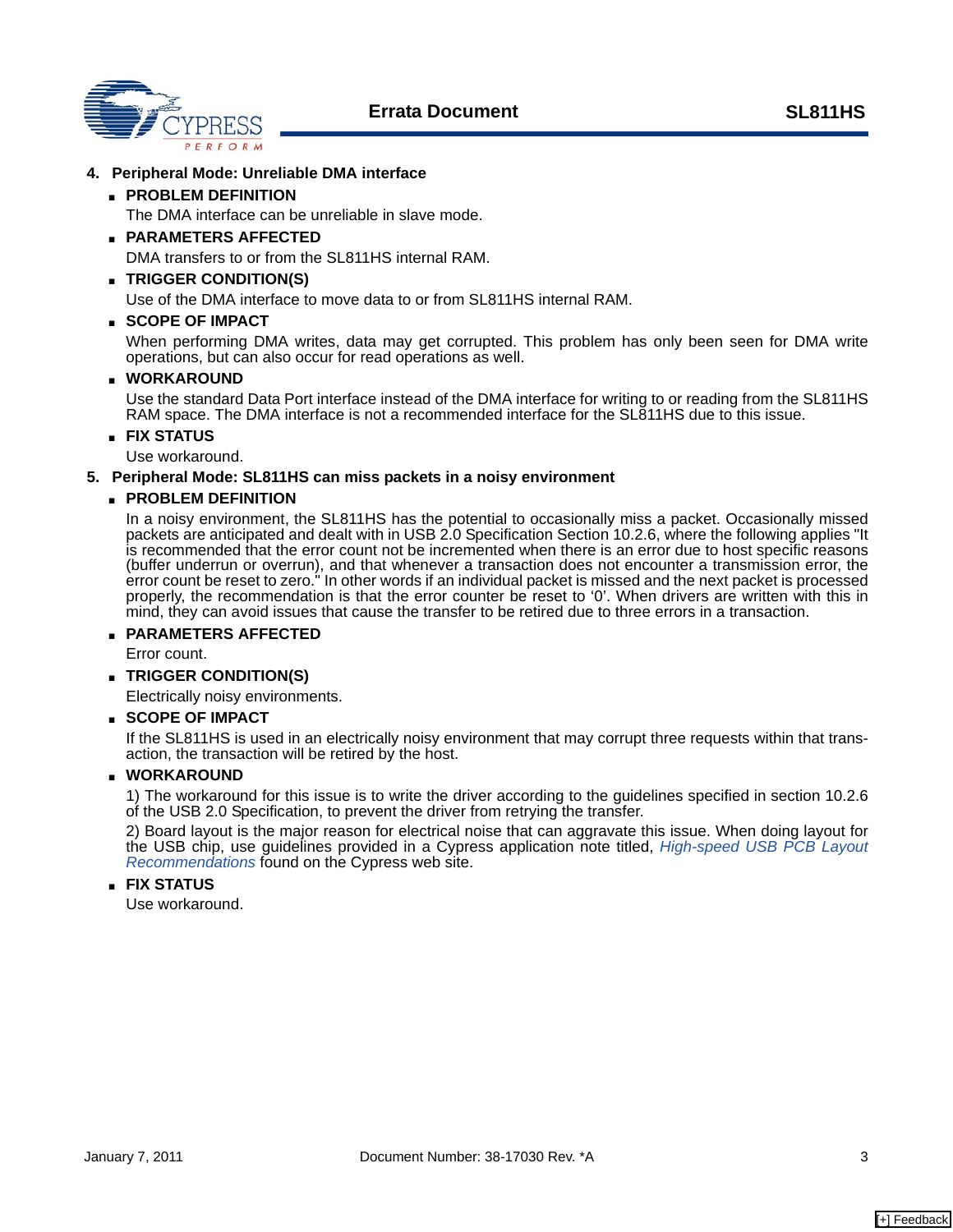## 4. Peripheral Mode: Unreliable DMA interface

- **PROBLEM DEFINITION**

  The DMA interface can be unreliable in slave mode.

- **PARAMETERS AFFECTED**

  DMA transfers to or from the SL811HS internal RAM.

- **TRIGGER CONDITION(S)**

  Use of the DMA interface to move data to or from SL811HS internal RAM.

- **SCOPE OF IMPACT**

  When performing DMA writes, data may get corrupted. This problem has only been seen for DMA write operations, but can also occur for read operations as well.

- **WORKAROUND**

  Use the standard Data Port interface instead of the DMA interface for writing to or reading from the SL811HS RAM space. The DMA interface is not a recommended interface for the SL811HS due to this issue.

- **FIX STATUS**

  Use workaround.

## 5. Peripheral Mode: SL811HS can miss packets in a noisy environment

- **PROBLEM DEFINITION**

  In a noisy environment, the SL811HS has the potential to occasionally miss a packet. Occasionally missed packets are anticipated and dealt with in USB 2.0 Specification Section 10.2.6, where the following applies "It is recommended that the error count not be incremented when there is an error due to host specific reasons (buffer underrun or overrun), and that whenever a transaction does not encounter a transmission error, the error count be reset to zero." In other words if an individual packet is missed and the next packet is processed properly, the recommendation is that the error counter be reset to '0'. When drivers are written with this in mind, they can avoid issues that cause the transfer to be retired due to three errors in a transaction.

- **PARAMETERS AFFECTED**

  Error count.

- **TRIGGER CONDITION(S)**

  Electrically noisy environments.

- **SCOPE OF IMPACT**

  If the SL811HS is used in an electrically noisy environment that may corrupt three requests within that transaction, the transaction will be retired by the host.

- **WORKAROUND**

  1) The workaround for this issue is to write the driver according to the guidelines specified in section 10.2.6 of the USB 2.0 Specification, to prevent the driver from retrying the transfer.

  2) Board layout is the major reason for electrical noise that can aggravate this issue. When doing layout for the USB chip, use guidelines provided in a Cypress application note titled, *High-speed USB PCB Layout Recommendations* found on the Cypress web site.

- **FIX STATUS**

  Use workaround.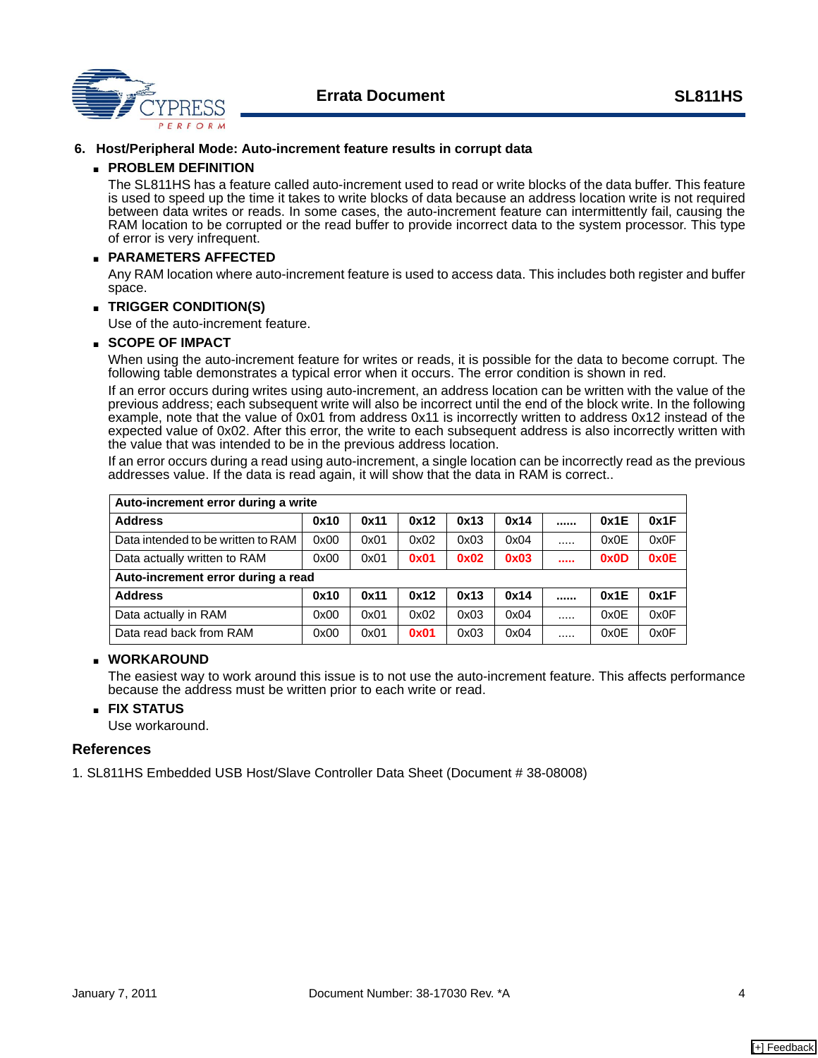## 6. Host/Peripheral Mode: Auto-increment feature results in corrupt data

- **PROBLEM DEFINITION**

  The SL811HS has a feature called auto-increment used to read or write blocks of the data buffer. This feature is used to speed up the time it takes to write blocks of data because an address location write is not required between data writes or reads. In some cases, the auto-increment feature can intermittently fail, causing the RAM location to be corrupted or the read buffer to provide incorrect data to the system processor. This type of error is very infrequent.

- **PARAMETERS AFFECTED**

  Any RAM location where auto-increment feature is used to access data. This includes both register and buffer space.

- **TRIGGER CONDITION(S)**

  Use of the auto-increment feature.

- **SCOPE OF IMPACT**

  When using the auto-increment feature for writes or reads, it is possible for the data to become corrupt. The following table demonstrates a typical error when it occurs. The error condition is shown in red.

  If an error occurs during writes using auto-increment, an address location can be written with the value of the previous address; each subsequent write will also be incorrect until the end of the block write. In the following example, note that the value of 0x01 from address 0x11 is incorrectly written to address 0x12 instead of the expected value of 0x02. After this error, the write to each subsequent address is also incorrectly written with the value that was intended to be in the previous address location.

  If an error occurs during a read using auto-increment, a single location can be incorrectly read as the previous addresses value. If the data is read again, it will show that the data in RAM is correct..

| **Auto-increment error during a write** | | | | | | | | |
|---|---|---|---|---|---|---|---|---|
| **Address** | **0x10** | **0x11** | **0x12** | **0x13** | **0x14** | **......** | **0x1E** | **0x1F** |
| Data intended to be written to RAM | 0x00 | 0x01 | 0x02 | 0x03 | 0x04 | ..... | 0x0E | 0x0F |
| Data actually written to RAM | 0x00 | 0x01 | **0x01** | **0x02** | **0x03** | **.....** | **0x0D** | **0x0E** |
| **Auto-increment error during a read** | | | | | | | | |
| **Address** | **0x10** | **0x11** | **0x12** | **0x13** | **0x14** | **......** | **0x1E** | **0x1F** |
| Data actually in RAM | 0x00 | 0x01 | 0x02 | 0x03 | 0x04 | ..... | 0x0E | 0x0F |
| Data read back from RAM | 0x00 | 0x01 | **0x01** | 0x03 | 0x04 | ..... | 0x0E | 0x0F |

- **WORKAROUND**

  The easiest way to work around this issue is to not use the auto-increment feature. This affects performance because the address must be written prior to each write or read.

- **FIX STATUS**

  Use workaround.

## References

1. SL811HS Embedded USB Host/Slave Controller Data Sheet (Document # 38-08008)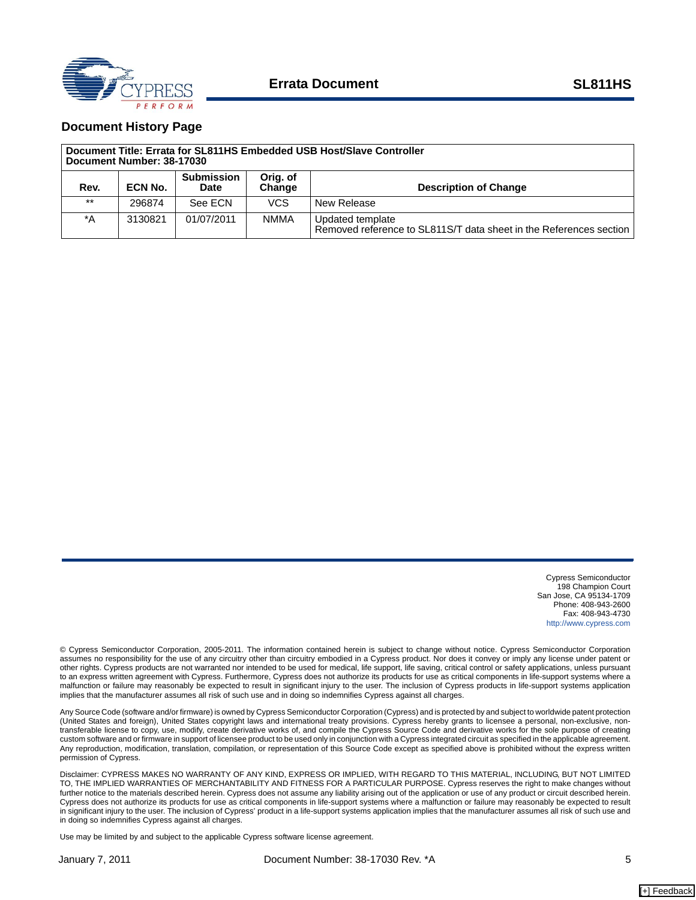## Document History Page

| Document Title: Errata for SL811HS Embedded USB Host/Slave Controller<br>Document Number: 38-17030 | | | | |
|---|---|---|---|---|
| **Rev.** | **ECN No.** | **Submission Date** | **Orig. of Change** | **Description of Change** |
| ** | 296874 | See ECN | VCS | New Release |
| *A | 3130821 | 01/07/2011 | NMMA | Updated template<br>Removed reference to SL811S/T data sheet in the References section |

Cypress Semiconductor
198 Champion Court
San Jose, CA 95134-1709
Phone: 408-943-2600
Fax: 408-943-4730
http://www.cypress.com

© Cypress Semiconductor Corporation, 2005-2011. The information contained herein is subject to change without notice. Cypress Semiconductor Corporation assumes no responsibility for the use of any circuitry other than circuitry embodied in a Cypress product. Nor does it convey or imply any license under patent or other rights. Cypress products are not warranted nor intended to be used for medical, life support, life saving, critical control or safety applications, unless pursuant to an express written agreement with Cypress. Furthermore, Cypress does not authorize its products for use as critical components in life-support systems where a malfunction or failure may reasonably be expected to result in significant injury to the user. The inclusion of Cypress products in life-support systems application implies that the manufacturer assumes all risk of such use and in doing so indemnifies Cypress against all charges.

Any Source Code (software and/or firmware) is owned by Cypress Semiconductor Corporation (Cypress) and is protected by and subject to worldwide patent protection (United States and foreign), United States copyright laws and international treaty provisions. Cypress hereby grants to licensee a personal, non-exclusive, non-transferable license to copy, use, modify, create derivative works of, and compile the Cypress Source Code and derivative works for the sole purpose of creating custom software and or firmware in support of licensee product to be used only in conjunction with a Cypress integrated circuit as specified in the applicable agreement. Any reproduction, modification, translation, compilation, or representation of this Source Code except as specified above is prohibited without the express written permission of Cypress.

Disclaimer: CYPRESS MAKES NO WARRANTY OF ANY KIND, EXPRESS OR IMPLIED, WITH REGARD TO THIS MATERIAL, INCLUDING, BUT NOT LIMITED TO, THE IMPLIED WARRANTIES OF MERCHANTABILITY AND FITNESS FOR A PARTICULAR PURPOSE. Cypress reserves the right to make changes without further notice to the materials described herein. Cypress does not assume any liability arising out of the application or use of any product or circuit described herein. Cypress does not authorize its products for use as critical components in life-support systems where a malfunction or failure may reasonably be expected to result in significant injury to the user. The inclusion of Cypress' product in a life-support systems application implies that the manufacturer assumes all risk of such use and in doing so indemnifies Cypress against all charges.

Use may be limited by and subject to the applicable Cypress software license agreement.